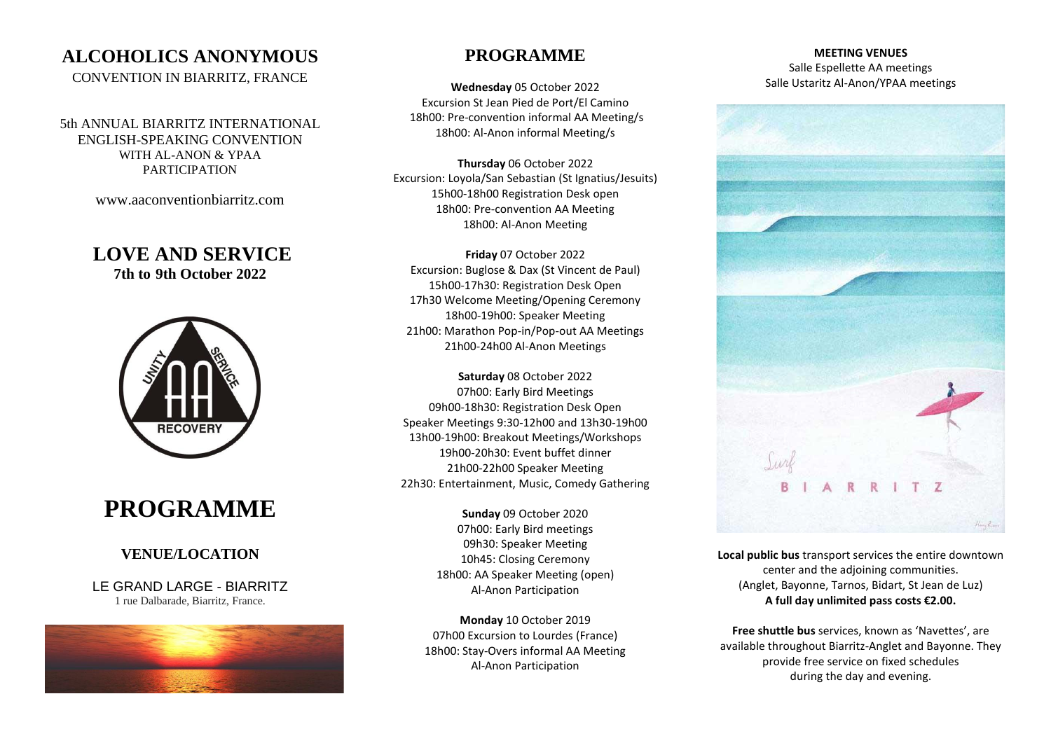# ALCOHOLICS ANONYMOUS

CONVENTION IN BIARRITZ, FRANCE

5th ANNUAL BIARRITZ INTERNATIONAL ENGLISH-SPEAKING CONVENTION WITH AL-ANON & YPAA PARTICIPATION

www.aaconventionbiarritz.com

## LOVE AND SERVICE

**7th to 9th October 2022**

UNITY SERVICE
AA
RECOVERY

# PROGRAMME

### VENUE/LOCATION

LE GRAND LARGE - BIARRITZ
1 rue Dalbarade, Biarritz, France.

## PROGRAMME

**Wednesday** 05 October 2022
Excursion St Jean Pied de Port/El Camino
18h00: Pre-convention informal AA Meeting/s
18h00: Al-Anon informal Meeting/s

**Thursday** 06 October 2022
Excursion: Loyola/San Sebastian (St Ignatius/Jesuits)
15h00-18h00 Registration Desk open
18h00: Pre-convention AA Meeting
18h00: Al-Anon Meeting

**Friday** 07 October 2022
Excursion: Buglose & Dax (St Vincent de Paul)
15h00-17h30: Registration Desk Open
17h30 Welcome Meeting/Opening Ceremony
18h00-19h00: Speaker Meeting
21h00: Marathon Pop-in/Pop-out AA Meetings
21h00-24h00 Al-Anon Meetings

**Saturday** 08 October 2022
07h00: Early Bird Meetings
09h00-18h30: Registration Desk Open
Speaker Meetings 9:30-12h00 and 13h30-19h00
13h00-19h00: Breakout Meetings/Workshops
19h00-20h30: Event buffet dinner
21h00-22h00 Speaker Meeting
22h30: Entertainment, Music, Comedy Gathering

**Sunday** 09 October 2020
07h00: Early Bird meetings
09h30: Speaker Meeting
10h45: Closing Ceremony
18h00: AA Speaker Meeting (open)
Al-Anon Participation

**Monday** 10 October 2019
07h00 Excursion to Lourdes (France)
18h00: Stay-Overs informal AA Meeting
Al-Anon Participation

**MEETING VENUES**

Salle Espellette AA meetings
Salle Ustaritz Al-Anon/YPAA meetings

Surf
BIARRITZ

**Local public bus** transport services the entire downtown center and the adjoining communities. (Anglet, Bayonne, Tarnos, Bidart, St Jean de Luz)
**A full day unlimited pass costs €2.00.**

**Free shuttle bus** services, known as 'Navettes', are available throughout Biarritz-Anglet and Bayonne. They provide free service on fixed schedules during the day and evening.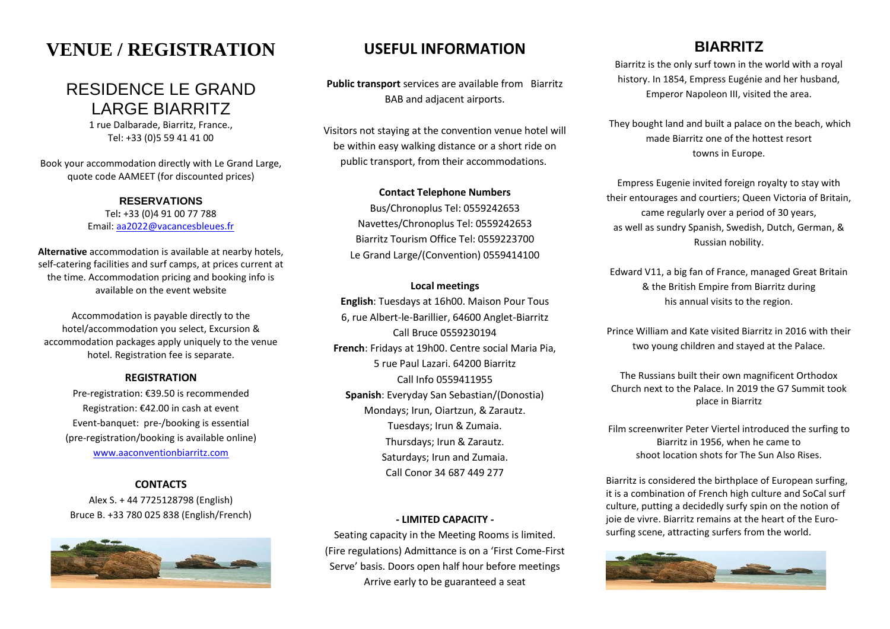# VENUE / REGISTRATION

## RESIDENCE LE GRAND LARGE BIARRITZ

1 rue Dalbarade, Biarritz, France.,
Tel: +33 (0)5 59 41 41 00

Book your accommodation directly with Le Grand Large, quote code AAMEET (for discounted prices)

### RESERVATIONS

Tel**:** +33 (0)4 91 00 77 788
Email: aa2022@vacancesbleues.fr

**Alternative** accommodation is available at nearby hotels, self-catering facilities and surf camps, at prices current at the time. Accommodation pricing and booking info is available on the event website

Accommodation is payable directly to the hotel/accommodation you select, Excursion & accommodation packages apply uniquely to the venue hotel. Registration fee is separate.

**REGISTRATION**

Pre-registration: €39.50 is recommended
Registration: €42.00 in cash at event
Event-banquet: pre-/booking is essential
(pre-registration/booking is available online)
www.aaconventionbiarritz.com

**CONTACTS**

Alex S. + 44 7725128798 (English)
Bruce B. +33 780 025 838 (English/French)

# USEFUL INFORMATION

**Public transport** services are available from Biarritz BAB and adjacent airports.

Visitors not staying at the convention venue hotel will be within easy walking distance or a short ride on public transport, from their accommodations.

**Contact Telephone Numbers**

Bus/Chronoplus Tel: 0559242653
Navettes/Chronoplus Tel: 0559242653
Biarritz Tourism Office Tel: 0559223700
Le Grand Large/(Convention) 0559414100

**Local meetings**

**English**: Tuesdays at 16h00. Maison Pour Tous
6, rue Albert-le-Barillier, 64600 Anglet-Biarritz
Call Bruce 0559230194

**French**: Fridays at 19h00. Centre social Maria Pia,
5 rue Paul Lazari. 64200 Biarritz
Call Info 0559411955

**Spanish**: Everyday San Sebastian/(Donostia)
Mondays; Irun, Oiartzun, & Zarautz.
Tuesdays; Irun & Zumaia.
Thursdays; Irun & Zarautz.
Saturdays; Irun and Zumaia.
Call Conor 34 687 449 277

**- LIMITED CAPACITY -**

Seating capacity in the Meeting Rooms is limited. (Fire regulations) Admittance is on a 'First Come-First Serve' basis. Doors open half hour before meetings Arrive early to be guaranteed a seat

# BIARRITZ

Biarritz is the only surf town in the world with a royal history. In 1854, Empress Eugénie and her husband, Emperor Napoleon III, visited the area.

They bought land and built a palace on the beach, which made Biarritz one of the hottest resort towns in Europe.

Empress Eugenie invited foreign royalty to stay with their entourages and courtiers; Queen Victoria of Britain, came regularly over a period of 30 years, as well as sundry Spanish, Swedish, Dutch, German, & Russian nobility.

Edward V11, a big fan of France, managed Great Britain & the British Empire from Biarritz during his annual visits to the region.

Prince William and Kate visited Biarritz in 2016 with their two young children and stayed at the Palace.

The Russians built their own magnificent Orthodox Church next to the Palace. In 2019 the G7 Summit took place in Biarritz

Film screenwriter Peter Viertel introduced the surfing to Biarritz in 1956, when he came to shoot location shots for The Sun Also Rises.

Biarritz is considered the birthplace of European surfing, it is a combination of French high culture and SoCal surf culture, putting a decidedly surfy spin on the notion of joie de vivre. Biarritz remains at the heart of the Euro-surfing scene, attracting surfers from the world.